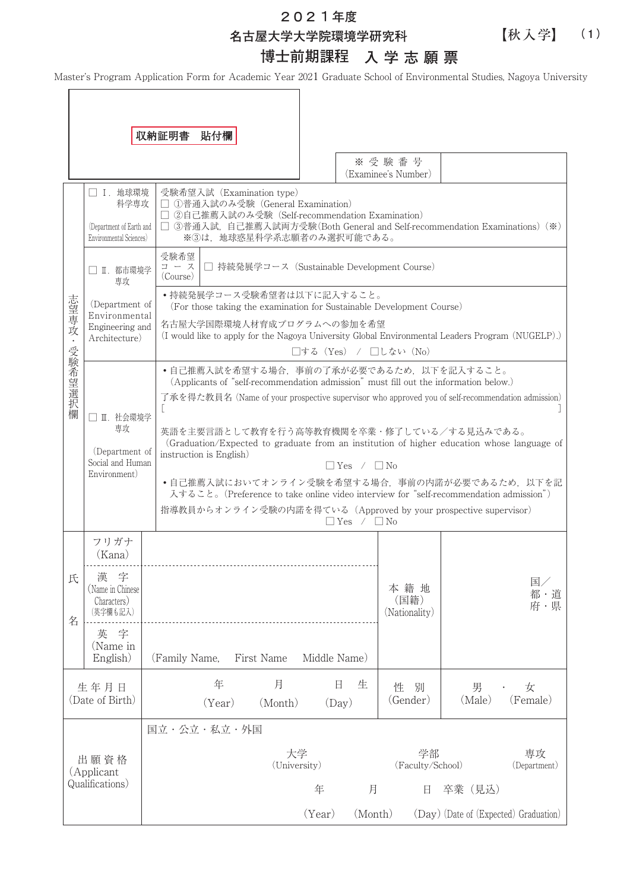# ２０２１年度
## 名古屋大学大学院環境学研究科　【秋入学】　（1）
# 博士前期課程　入学志願票

Master's Program Application Form for Academic Year 2021 Graduate School of Environmental Studies, Nagoya University

| 収納証明書　貼付欄 | ※受験番号 (Examinee's Number) | |
|---|---|---|

| 志望専攻・受験希望選択欄 | | |
|---|---|---|
| | □ Ⅰ．地球環境科学専攻 (Department of Earth and Environmental Sciences) | 受験希望入試 (Examination type)<br>□ ①普通入試のみ受験 (General Examination)<br>□ ②自己推薦入試のみ受験 (Self-recommendation Examination)<br>□ ③普通入試，自己推薦入試両方受験(Both General and Self-recommendation Examinations) (※)<br>※③は，地球惑星科学系志願者のみ選択可能である。 |
| | □ Ⅱ．都市環境学専攻 (Department of Environmental Engineering and Architecture) | 受験希望コース (Course)　□ 持続発展学コース (Sustainable Development Course)<br>• 持続発展学コース受験希望者は以下に記入すること。(For those taking the examination for Sustainable Development Course)<br>名古屋大学国際環境人材育成プログラムへの参加を希望<br>(I would like to apply for the Nagoya University Global Environmental Leaders Program (NUGELP).)<br>□する (Yes)　/　□しない (No) |
| | □ Ⅲ．社会環境学専攻 (Department of Social and Human Environment) | • 自己推薦入試を希望する場合，事前の了承が必要であるため，以下を記入すること。(Applicants of "self-recommendation admission" must fill out the information below.)<br>了承を得た教員名 (Name of your prospective supervisor who approved you of self-recommendation admission)<br>[　　　　　　　　　　　　　　　　]<br>英語を主要言語として教育を行う高等教育機関を卒業・修了している／する見込みである。(Graduation/Expected to graduate from an institution of higher education whose language of instruction is English)<br>□Yes　/　□No<br>• 自己推薦入試においてオンライン受験を希望する場合，事前の内諾が必要であるため，以下を記入すること。(Preference to take online video interview for "self-recommendation admission")<br>指導教員からオンライン受験の内諾を得ている (Approved by your prospective supervisor)<br>□Yes　/　□No |

| 氏名 | | | | |
|---|---|---|---|---|
| | フリガナ (Kana) | | 本籍地 (国籍) (Nationality) | 国／都・道府・県 |
| | 漢字 (Name in Chinese Characters) (英字欄も記入) | | | |
| | 英字 (Name in English) | (Family Name,　First Name　Middle Name) | | |
| 生年月日 (Date of Birth) | | 年 (Year)　月 (Month)　日 (Day) 生 | 性別 (Gender) | 男 (Male)　・　女 (Female) |
| 出願資格 (Applicant Qualifications) | | 国立・公立・私立・外国<br>大学 (University)　学部 (Faculty/School)　専攻 (Department)<br>年 (Year)　月 (Month)　日 (Day) 卒業（見込） (Date of (Expected) Graduation) | | |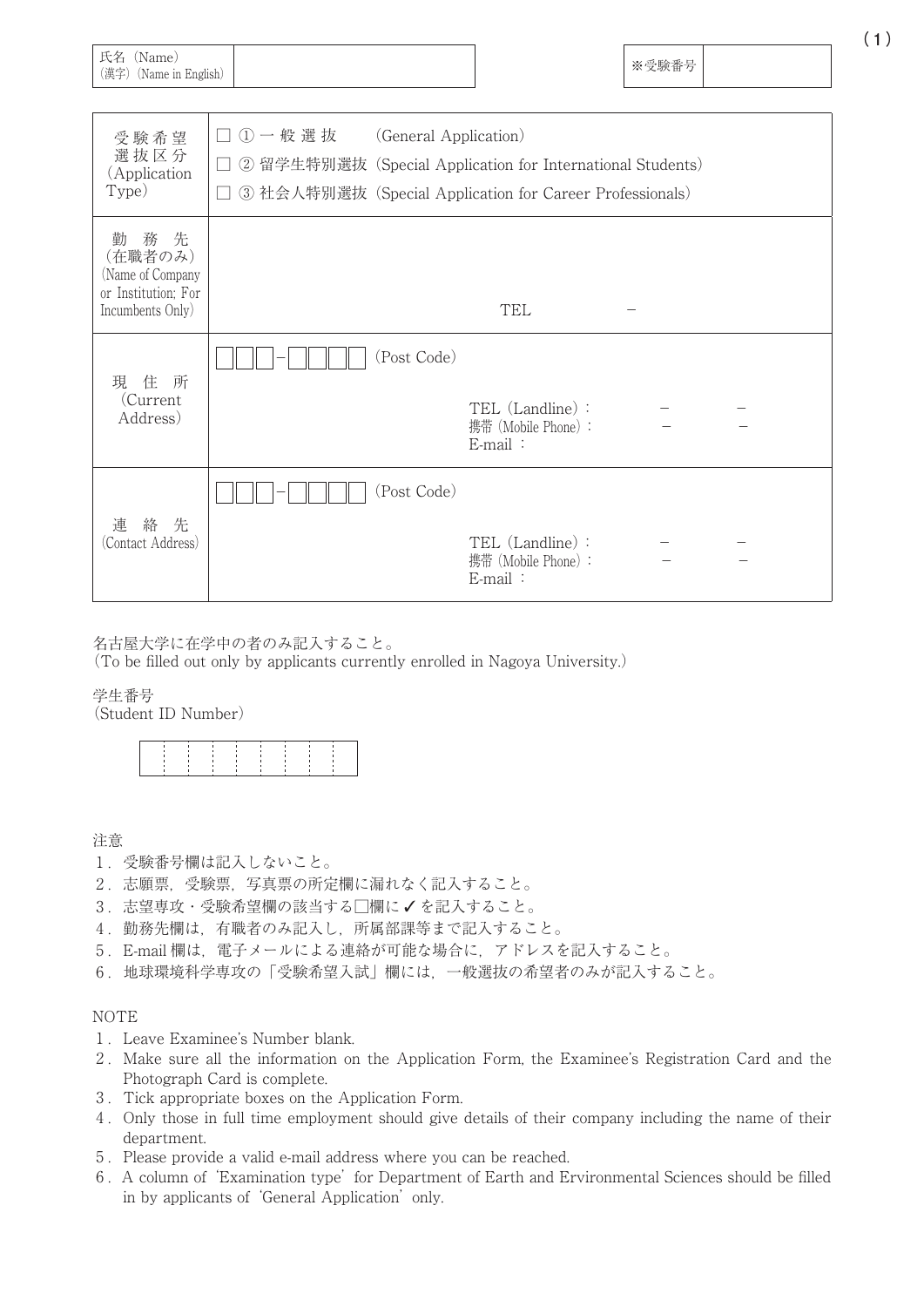| 氏名（Name）（漢字）（Name in English） | | | ※受験番号 | |
|---|---|---|---|---|

| | |
|---|---|
| 受験希望選抜区分（Application Type） | □ ① 一 般 選 抜　（General Application）<br>□ ② 留学生特別選抜（Special Application for International Students）<br>□ ③ 社会人特別選抜（Special Application for Career Professionals） |
| 勤 務 先（在職者のみ）（Name of Company or Institution; For Incumbents Only） | TEL　　　　－ |
| 現 住 所（Current Address） | □□□－□□□□（Post Code）<br>TEL（Landline）：　　－　　－<br>携帯（Mobile Phone）：　　－　　－<br>E-mail： |
| 連 絡 先（Contact Address） | □□□－□□□□（Post Code）<br>TEL（Landline）：　　－　　－<br>携帯（Mobile Phone）：　　－　　－<br>E-mail： |

名古屋大学に在学中の者のみ記入すること。
（To be filled out only by applicants currently enrolled in Nagoya University.）

学生番号
（Student ID Number）

| | | | | | | | | |
|---|---|---|---|---|---|---|---|---|
| | | | | | | | | |

注意

1．受験番号欄は記入しないこと。
2．志願票，受験票，写真票の所定欄に漏れなく記入すること。
3．志望専攻・受験希望欄の該当する□欄に ✓ を記入すること。
4．勤務先欄は，有職者のみ記入し，所属部課等まで記入すること。
5．E-mail 欄は，電子メールによる連絡が可能な場合に，アドレスを記入すること。
6．地球環境科学専攻の「受験希望入試」欄には，一般選抜の希望者のみが記入すること。

NOTE

1．Leave Examinee's Number blank.
2．Make sure all the information on the Application Form, the Examinee's Registration Card and the Photograph Card is complete.
3．Tick appropriate boxes on the Application Form.
4．Only those in full time employment should give details of their company including the name of their department.
5．Please provide a valid e-mail address where you can be reached.
6．A column of 'Examination type' for Department of Earth and Ervironmental Sciences should be filled in by applicants of 'General Application' only.